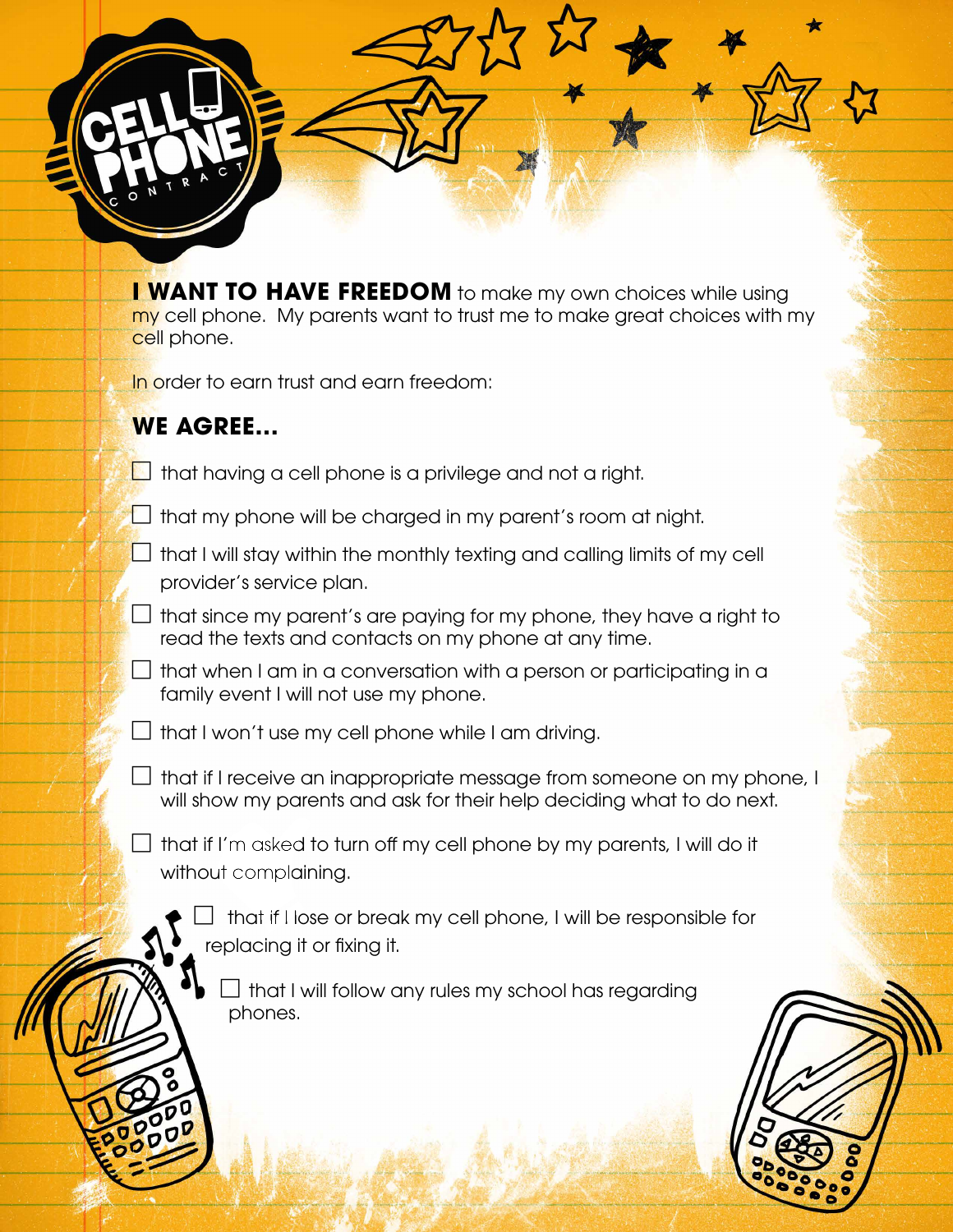# CELL PHONE CONTRACT

**I WANT TO HAVE FREEDOM** to make my own choices while using my cell phone. My parents want to trust me to make great choices with my cell phone.

In order to earn trust and earn freedom:

## WE AGREE...

- ☐ that having a cell phone is a privilege and not a right.
- ☐ that my phone will be charged in my parent's room at night.
- ☐ that I will stay within the monthly texting and calling limits of my cell provider's service plan.
- ☐ that since my parent's are paying for my phone, they have a right to read the texts and contacts on my phone at any time.
- ☐ that when I am in a conversation with a person or participating in a family event I will not use my phone.
- ☐ that I won't use my cell phone while I am driving.
- ☐ that if I receive an inappropriate message from someone on my phone, I will show my parents and ask for their help deciding what to do next.
- ☐ that if I'm asked to turn off my cell phone by my parents, I will do it without complaining.
- ☐ that if I lose or break my cell phone, I will be responsible for replacing it or fixing it.
- ☐ that I will follow any rules my school has regarding phones.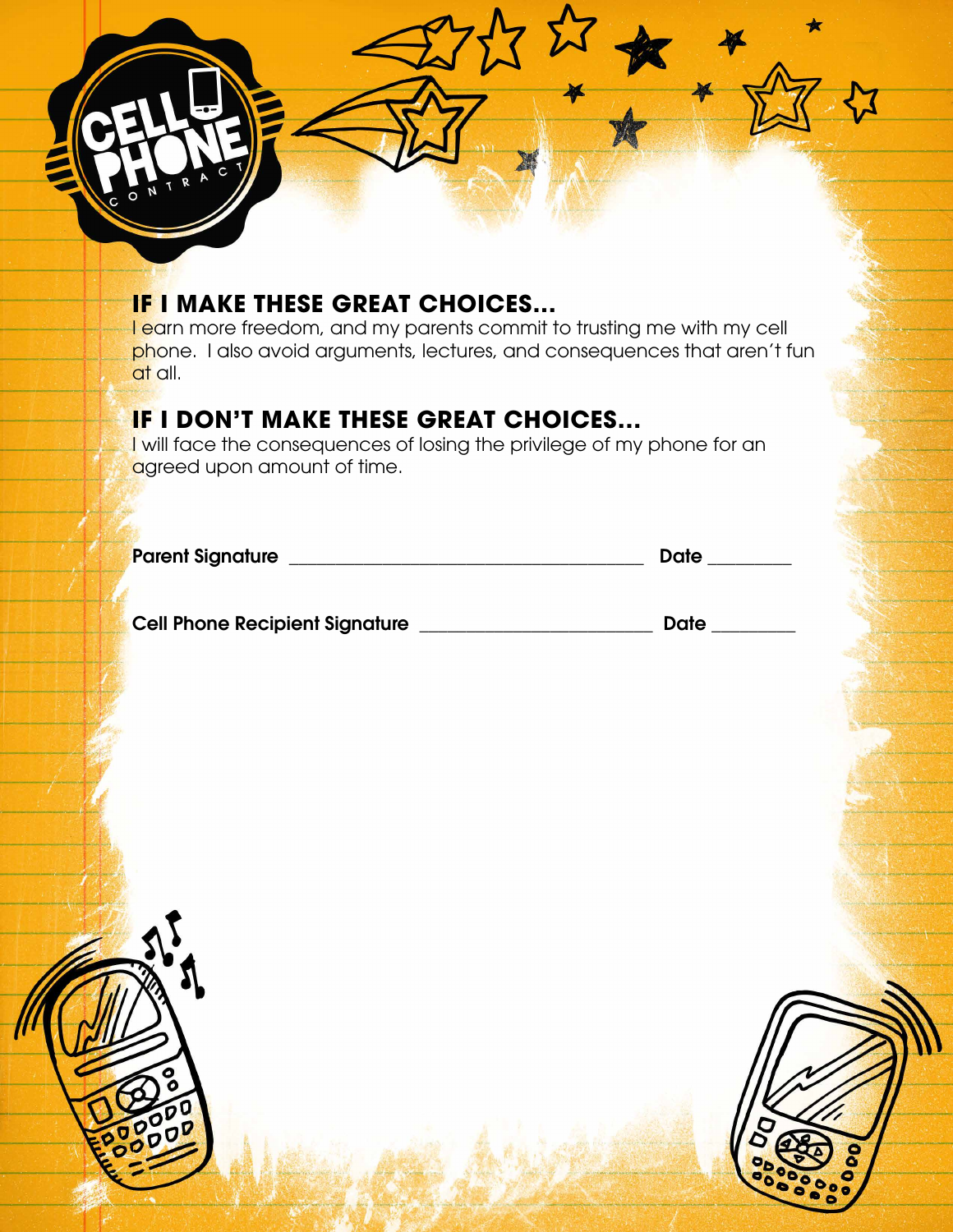## IF I MAKE THESE GREAT CHOICES...

I earn more freedom, and my parents commit to trusting me with my cell phone. I also avoid arguments, lectures, and consequences that aren't fun at all.

## IF I DON'T MAKE THESE GREAT CHOICES...

I will face the consequences of losing the privilege of my phone for an agreed upon amount of time.

**Parent Signature** ________________________________________ **Date** _________

**Cell Phone Recipient Signature** __________________________ **Date** _________